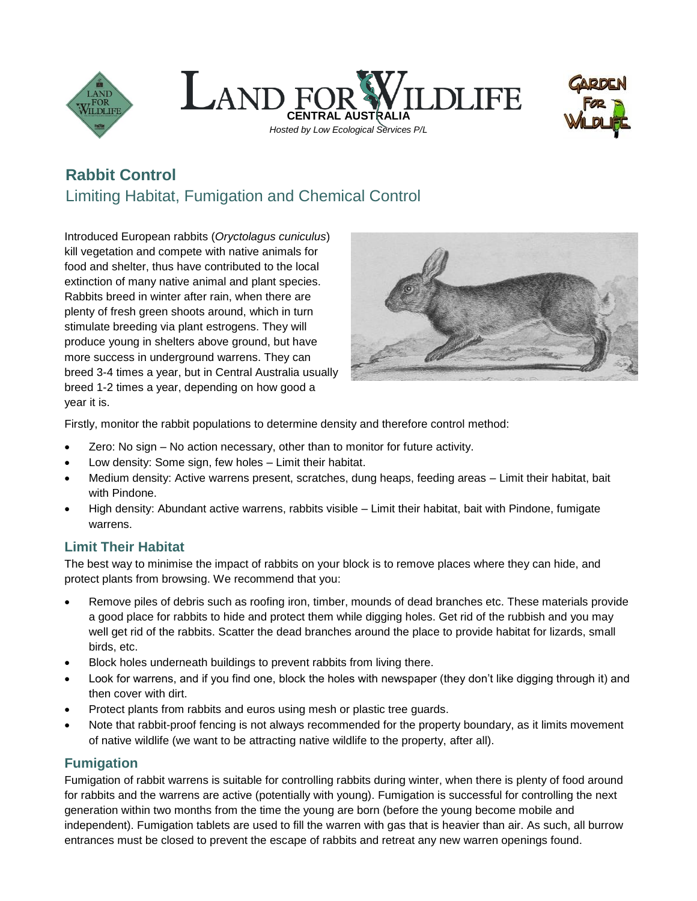# Land for Wildlife

**CENTRAL AUSTRALIA**

*Hosted by Low Ecological Services P/L*

## Rabbit Control

### Limiting Habitat, Fumigation and Chemical Control

Introduced European rabbits (*Oryctolagus cuniculus*) kill vegetation and compete with native animals for food and shelter, thus have contributed to the local extinction of many native animal and plant species. Rabbits breed in winter after rain, when there are plenty of fresh green shoots around, which in turn stimulate breeding via plant estrogens. They will produce young in shelters above ground, but have more success in underground warrens. They can breed 3-4 times a year, but in Central Australia usually breed 1-2 times a year, depending on how good a year it is.

Firstly, monitor the rabbit populations to determine density and therefore control method:

- Zero: No sign – No action necessary, other than to monitor for future activity.
- Low density: Some sign, few holes – Limit their habitat.
- Medium density: Active warrens present, scratches, dung heaps, feeding areas – Limit their habitat, bait with Pindone.
- High density: Abundant active warrens, rabbits visible – Limit their habitat, bait with Pindone, fumigate warrens.

### Limit Their Habitat

The best way to minimise the impact of rabbits on your block is to remove places where they can hide, and protect plants from browsing. We recommend that you:

- Remove piles of debris such as roofing iron, timber, mounds of dead branches etc. These materials provide a good place for rabbits to hide and protect them while digging holes. Get rid of the rubbish and you may well get rid of the rabbits. Scatter the dead branches around the place to provide habitat for lizards, small birds, etc.
- Block holes underneath buildings to prevent rabbits from living there.
- Look for warrens, and if you find one, block the holes with newspaper (they don't like digging through it) and then cover with dirt.
- Protect plants from rabbits and euros using mesh or plastic tree guards.
- Note that rabbit-proof fencing is not always recommended for the property boundary, as it limits movement of native wildlife (we want to be attracting native wildlife to the property, after all).

### Fumigation

Fumigation of rabbit warrens is suitable for controlling rabbits during winter, when there is plenty of food around for rabbits and the warrens are active (potentially with young). Fumigation is successful for controlling the next generation within two months from the time the young are born (before the young become mobile and independent). Fumigation tablets are used to fill the warren with gas that is heavier than air. As such, all burrow entrances must be closed to prevent the escape of rabbits and retreat any new warren openings found.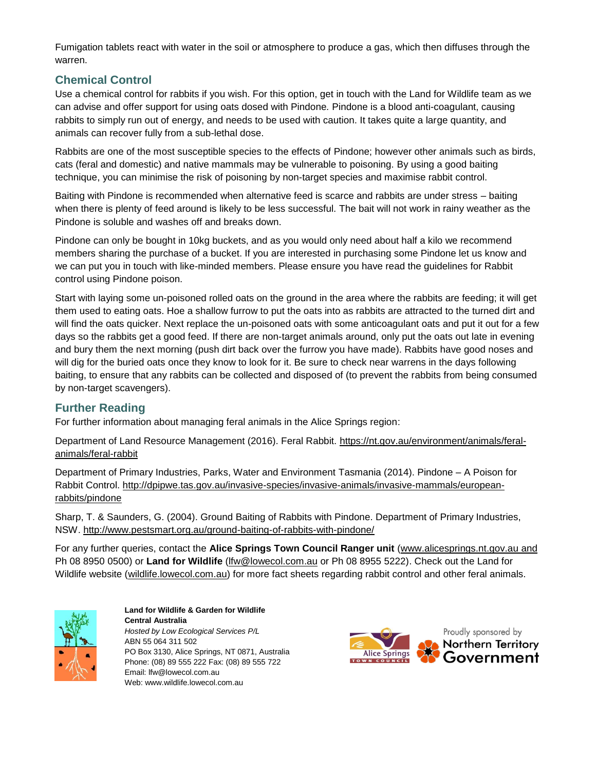Fumigation tablets react with water in the soil or atmosphere to produce a gas, which then diffuses through the warren.

## Chemical Control

Use a chemical control for rabbits if you wish. For this option, get in touch with the Land for Wildlife team as we can advise and offer support for using oats dosed with Pindone. Pindone is a blood anti-coagulant, causing rabbits to simply run out of energy, and needs to be used with caution. It takes quite a large quantity, and animals can recover fully from a sub-lethal dose.

Rabbits are one of the most susceptible species to the effects of Pindone; however other animals such as birds, cats (feral and domestic) and native mammals may be vulnerable to poisoning. By using a good baiting technique, you can minimise the risk of poisoning by non-target species and maximise rabbit control.

Baiting with Pindone is recommended when alternative feed is scarce and rabbits are under stress – baiting when there is plenty of feed around is likely to be less successful. The bait will not work in rainy weather as the Pindone is soluble and washes off and breaks down.

Pindone can only be bought in 10kg buckets, and as you would only need about half a kilo we recommend members sharing the purchase of a bucket. If you are interested in purchasing some Pindone let us know and we can put you in touch with like-minded members. Please ensure you have read the guidelines for Rabbit control using Pindone poison.

Start with laying some un-poisoned rolled oats on the ground in the area where the rabbits are feeding; it will get them used to eating oats. Hoe a shallow furrow to put the oats into as rabbits are attracted to the turned dirt and will find the oats quicker. Next replace the un-poisoned oats with some anticoagulant oats and put it out for a few days so the rabbits get a good feed. If there are non-target animals around, only put the oats out late in evening and bury them the next morning (push dirt back over the furrow you have made). Rabbits have good noses and will dig for the buried oats once they know to look for it. Be sure to check near warrens in the days following baiting, to ensure that any rabbits can be collected and disposed of (to prevent the rabbits from being consumed by non-target scavengers).

## Further Reading

For further information about managing feral animals in the Alice Springs region:

Department of Land Resource Management (2016). Feral Rabbit. https://nt.gov.au/environment/animals/feral-animals/feral-rabbit

Department of Primary Industries, Parks, Water and Environment Tasmania (2014). Pindone – A Poison for Rabbit Control. http://dpipwe.tas.gov.au/invasive-species/invasive-animals/invasive-mammals/european-rabbits/pindone

Sharp, T. & Saunders, G. (2004). Ground Baiting of Rabbits with Pindone. Department of Primary Industries, NSW. http://www.pestsmart.org.au/ground-baiting-of-rabbits-with-pindone/

For any further queries, contact the **Alice Springs Town Council Ranger unit** (www.alicesprings.nt.gov.au and Ph 08 8950 0500) or **Land for Wildlife** (lfw@lowecol.com.au or Ph 08 8955 5222). Check out the Land for Wildlife website (wildlife.lowecol.com.au) for more fact sheets regarding rabbit control and other feral animals.

**Land for Wildlife & Garden for Wildlife Central Australia**
*Hosted by Low Ecological Services P/L*
ABN 55 064 311 502
PO Box 3130, Alice Springs, NT 0871, Australia
Phone: (08) 89 555 222 Fax: (08) 89 555 722
Email: lfw@lowecol.com.au
Web: www.wildlife.lowecol.com.au

Alice Springs Town Council

Proudly sponsored by Northern Territory Government